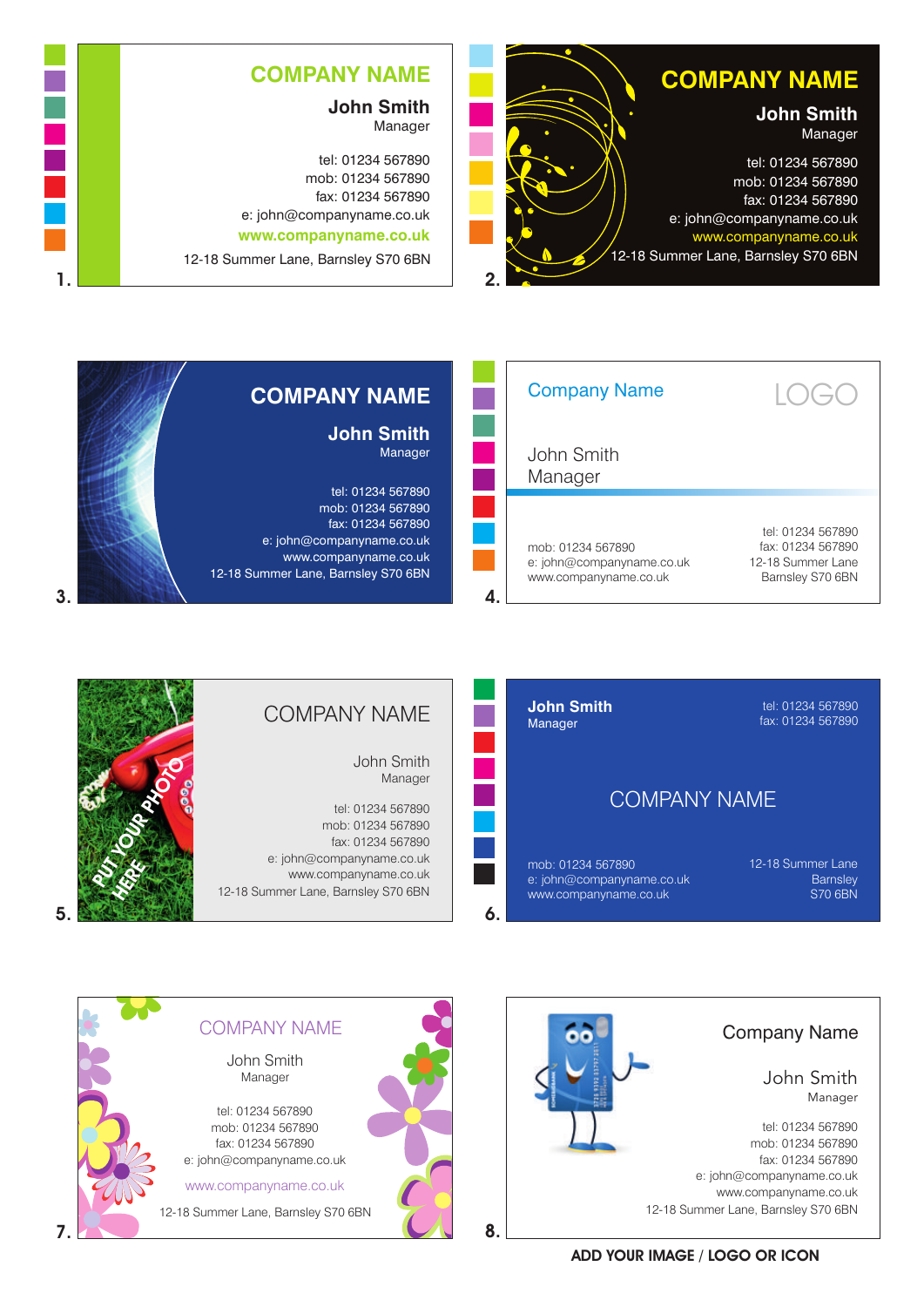1.

**COMPANY NAME**

**John Smith**
Manager

tel: 01234 567890
mob: 01234 567890
fax: 01234 567890
e: john@companyname.co.uk
**www.companyname.co.uk**
12-18 Summer Lane, Barnsley S70 6BN

2.

**COMPANY NAME**

**John Smith**
Manager

tel: 01234 567890
mob: 01234 567890
fax: 01234 567890
e: john@companyname.co.uk
www.companyname.co.uk
12-18 Summer Lane, Barnsley S70 6BN

3.

**COMPANY NAME**

**John Smith**
Manager

tel: 01234 567890
mob: 01234 567890
fax: 01234 567890
e: john@companyname.co.uk
www.companyname.co.uk
12-18 Summer Lane, Barnsley S70 6BN

4.

Company Name

LOGO

John Smith
Manager

mob: 01234 567890
e: john@companyname.co.uk
www.companyname.co.uk

tel: 01234 567890
fax: 01234 567890
12-18 Summer Lane
Barnsley S70 6BN

5.

PUT YOUR PHOTO HERE

COMPANY NAME

John Smith
Manager

tel: 01234 567890
mob: 01234 567890
fax: 01234 567890
e: john@companyname.co.uk
www.companyname.co.uk
12-18 Summer Lane, Barnsley S70 6BN

6.

**John Smith**
Manager

tel: 01234 567890
fax: 01234 567890

COMPANY NAME

mob: 01234 567890
e: john@companyname.co.uk
www.companyname.co.uk

12-18 Summer Lane
Barnsley
S70 6BN

7.

COMPANY NAME

John Smith
Manager

tel: 01234 567890
mob: 01234 567890
fax: 01234 567890
e: john@companyname.co.uk
www.companyname.co.uk
12-18 Summer Lane, Barnsley S70 6BN

8.

Company Name

John Smith
Manager

tel: 01234 567890
mob: 01234 567890
fax: 01234 567890
e: john@companyname.co.uk
www.companyname.co.uk
12-18 Summer Lane, Barnsley S70 6BN

**ADD YOUR IMAGE / LOGO OR ICON**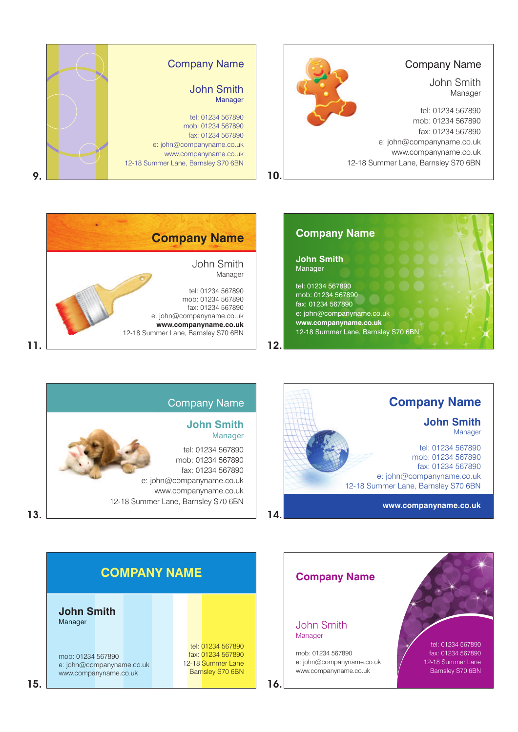**9.**

Company Name

John Smith
Manager

tel: 01234 567890
mob: 01234 567890
fax: 01234 567890
e: john@companyname.co.uk
www.companyname.co.uk
12-18 Summer Lane, Barnsley S70 6BN

**10.**

Company Name

John Smith
Manager

tel: 01234 567890
mob: 01234 567890
fax: 01234 567890
e: john@companyname.co.uk
www.companyname.co.uk
12-18 Summer Lane, Barnsley S70 6BN

**11.**

**Company Name**

John Smith
Manager

tel: 01234 567890
mob: 01234 567890
fax: 01234 567890
e: john@companyname.co.uk
**www.companyname.co.uk**
12-18 Summer Lane, Barnsley S70 6BN

**12.**

**Company Name**

**John Smith**
Manager

tel: 01234 567890
mob: 01234 567890
fax: 01234 567890
e: john@companyname.co.uk
**www.companyname.co.uk**
12-18 Summer Lane, Barnsley S70 6BN

**13.**

Company Name

**John Smith**
Manager

tel: 01234 567890
mob: 01234 567890
fax: 01234 567890
e: john@companyname.co.uk
www.companyname.co.uk
12-18 Summer Lane, Barnsley S70 6BN

**14.**

**Company Name**

**John Smith**
Manager

tel: 01234 567890
mob: 01234 567890
fax: 01234 567890
e: john@companyname.co.uk
12-18 Summer Lane, Barnsley S70 6BN

**www.companyname.co.uk**

**15.**

**COMPANY NAME**

**John Smith**
Manager

mob: 01234 567890
e: john@companyname.co.uk
www.companyname.co.uk

tel: 01234 567890
fax: 01234 567890
12-18 Summer Lane
Barnsley S70 6BN

**16.**

**Company Name**

John Smith
Manager

mob: 01234 567890
e: john@companyname.co.uk
www.companyname.co.uk

tel: 01234 567890
fax: 01234 567890
12-18 Summer Lane
Barnsley S70 6BN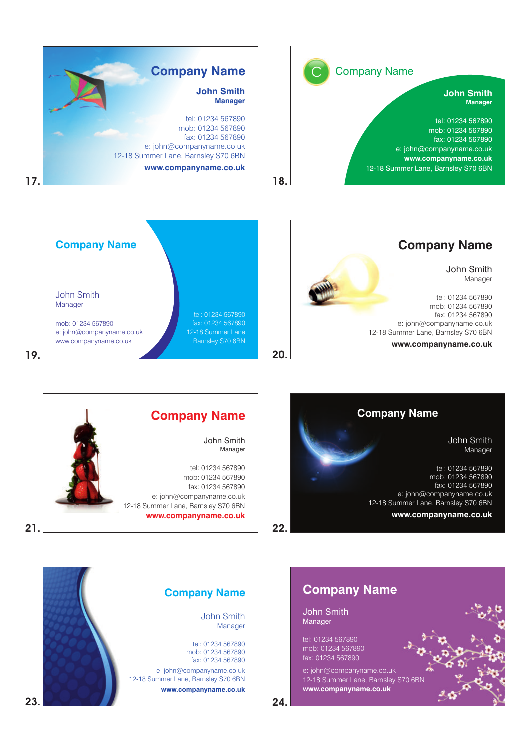**17.**

**Company Name**

**John Smith**
**Manager**

tel: 01234 567890
mob: 01234 567890
fax: 01234 567890
e: john@companyname.co.uk
12-18 Summer Lane, Barnsley S70 6BN
**www.companyname.co.uk**

**18.**

Company Name

**John Smith**
**Manager**

tel: 01234 567890
mob: 01234 567890
fax: 01234 567890
e: john@companyname.co.uk
**www.companyname.co.uk**
12-18 Summer Lane, Barnsley S70 6BN

**19.**

**Company Name**

John Smith
Manager

mob: 01234 567890
e: john@companyname.co.uk
www.companyname.co.uk

tel: 01234 567890
fax: 01234 567890
12-18 Summer Lane
Barnsley S70 6BN

**20.**

**Company Name**

John Smith
Manager

tel: 01234 567890
mob: 01234 567890
fax: 01234 567890
e: john@companyname.co.uk
12-18 Summer Lane, Barnsley S70 6BN
**www.companyname.co.uk**

**21.**

**Company Name**

John Smith
Manager

tel: 01234 567890
mob: 01234 567890
fax: 01234 567890
e: john@companyname.co.uk
12-18 Summer Lane, Barnsley S70 6BN
**www.companyname.co.uk**

**22.**

**Company Name**

John Smith
Manager

tel: 01234 567890
mob: 01234 567890
fax: 01234 567890
e: john@companyname.co.uk
12-18 Summer Lane, Barnsley S70 6BN
**www.companyname.co.uk**

**23.**

**Company Name**

John Smith
Manager

tel: 01234 567890
mob: 01234 567890
fax: 01234 567890
e: john@companyname.co.uk
12-18 Summer Lane, Barnsley S70 6BN
**www.companyname.co.uk**

**24.**

**Company Name**

John Smith
Manager

tel: 01234 567890
mob: 01234 567890
fax: 01234 567890
e: john@companyname.co.uk
12-18 Summer Lane, Barnsley S70 6BN
**www.companyname.co.uk**